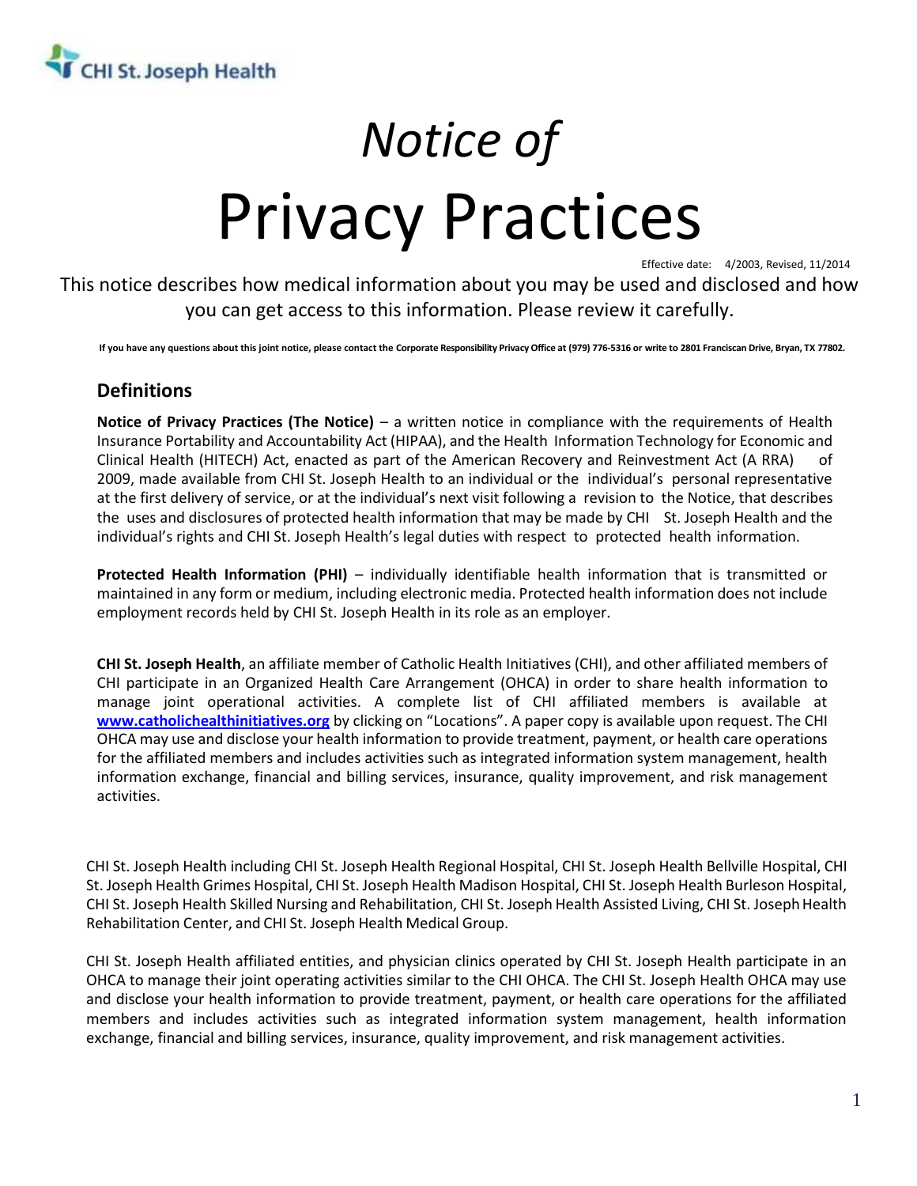CHI St. Joseph Health

# *Notice of* Privacy Practices

Effective date: 4/2003, Revised, 11/2014

This notice describes how medical information about you may be used and disclosed and how you can get access to this information. Please review it carefully.

**If you have any questions about this joint notice, please contact the Corporate Responsibility Privacy Office at (979) 776-5316 or write to 2801 Franciscan Drive, Bryan, TX 77802.**

## Definitions

**Notice of Privacy Practices (The Notice)** – a written notice in compliance with the requirements of Health Insurance Portability and Accountability Act (HIPAA), and the Health Information Technology for Economic and Clinical Health (HITECH) Act, enacted as part of the American Recovery and Reinvestment Act (A RRA) of 2009, made available from CHI St. Joseph Health to an individual or the individual's personal representative at the first delivery of service, or at the individual's next visit following a revision to the Notice, that describes the uses and disclosures of protected health information that may be made by CHI St. Joseph Health and the individual's rights and CHI St. Joseph Health's legal duties with respect to protected health information.

**Protected Health Information (PHI)** – individually identifiable health information that is transmitted or maintained in any form or medium, including electronic media. Protected health information does not include employment records held by CHI St. Joseph Health in its role as an employer.

**CHI St. Joseph Health**, an affiliate member of Catholic Health Initiatives (CHI), and other affiliated members of CHI participate in an Organized Health Care Arrangement (OHCA) in order to share health information to manage joint operational activities. A complete list of CHI affiliated members is available at **www.catholichealthinitiatives.org** by clicking on "Locations". A paper copy is available upon request. The CHI OHCA may use and disclose your health information to provide treatment, payment, or health care operations for the affiliated members and includes activities such as integrated information system management, health information exchange, financial and billing services, insurance, quality improvement, and risk management activities.

CHI St. Joseph Health including CHI St. Joseph Health Regional Hospital, CHI St. Joseph Health Bellville Hospital, CHI St. Joseph Health Grimes Hospital, CHI St. Joseph Health Madison Hospital, CHI St. Joseph Health Burleson Hospital, CHI St. Joseph Health Skilled Nursing and Rehabilitation, CHI St. Joseph Health Assisted Living, CHI St. Joseph Health Rehabilitation Center, and CHI St. Joseph Health Medical Group.

CHI St. Joseph Health affiliated entities, and physician clinics operated by CHI St. Joseph Health participate in an OHCA to manage their joint operating activities similar to the CHI OHCA. The CHI St. Joseph Health OHCA may use and disclose your health information to provide treatment, payment, or health care operations for the affiliated members and includes activities such as integrated information system management, health information exchange, financial and billing services, insurance, quality improvement, and risk management activities.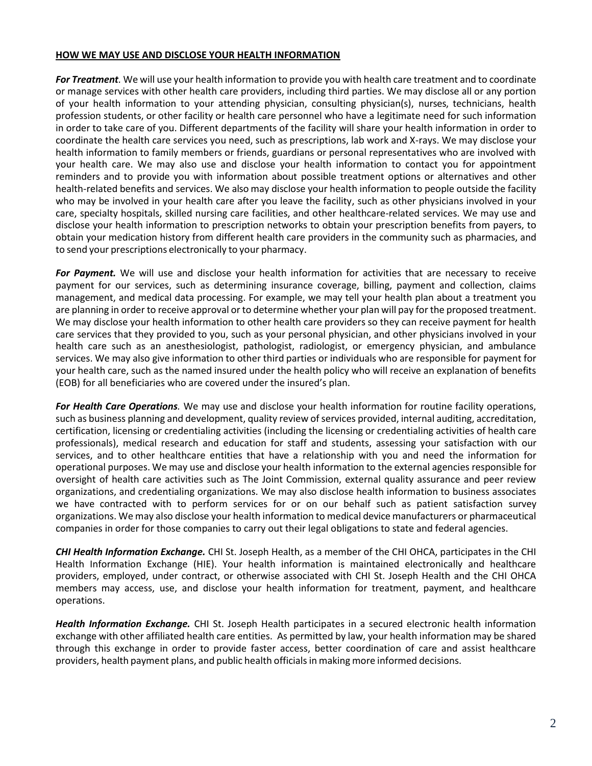**HOW WE MAY USE AND DISCLOSE YOUR HEALTH INFORMATION**

***For Treatment**.* We will use your health information to provide you with health care treatment and to coordinate or manage services with other health care providers, including third parties. We may disclose all or any portion of your health information to your attending physician, consulting physician(s), nurses, technicians, health profession students, or other facility or health care personnel who have a legitimate need for such information in order to take care of you. Different departments of the facility will share your health information in order to coordinate the health care services you need, such as prescriptions, lab work and X-rays. We may disclose your health information to family members or friends, guardians or personal representatives who are involved with your health care. We may also use and disclose your health information to contact you for appointment reminders and to provide you with information about possible treatment options or alternatives and other health-related benefits and services. We also may disclose your health information to people outside the facility who may be involved in your health care after you leave the facility, such as other physicians involved in your care, specialty hospitals, skilled nursing care facilities, and other healthcare-related services. We may use and disclose your health information to prescription networks to obtain your prescription benefits from payers, to obtain your medication history from different health care providers in the community such as pharmacies, and to send your prescriptions electronically to your pharmacy.

***For Payment.*** We will use and disclose your health information for activities that are necessary to receive payment for our services, such as determining insurance coverage, billing, payment and collection, claims management, and medical data processing. For example, we may tell your health plan about a treatment you are planning in order to receive approval or to determine whether your plan will pay for the proposed treatment. We may disclose your health information to other health care providers so they can receive payment for health care services that they provided to you, such as your personal physician, and other physicians involved in your health care such as an anesthesiologist, pathologist, radiologist, or emergency physician, and ambulance services. We may also give information to other third parties or individuals who are responsible for payment for your health care, such as the named insured under the health policy who will receive an explanation of benefits (EOB) for all beneficiaries who are covered under the insured's plan.

***For Health Care Operations**.* We may use and disclose your health information for routine facility operations, such as business planning and development, quality review of services provided, internal auditing, accreditation, certification, licensing or credentialing activities (including the licensing or credentialing activities of health care professionals), medical research and education for staff and students, assessing your satisfaction with our services, and to other healthcare entities that have a relationship with you and need the information for operational purposes. We may use and disclose your health information to the external agencies responsible for oversight of health care activities such as The Joint Commission, external quality assurance and peer review organizations, and credentialing organizations. We may also disclose health information to business associates we have contracted with to perform services for or on our behalf such as patient satisfaction survey organizations. We may also disclose your health information to medical device manufacturers or pharmaceutical companies in order for those companies to carry out their legal obligations to state and federal agencies.

***CHI Health Information Exchange.*** CHI St. Joseph Health, as a member of the CHI OHCA, participates in the CHI Health Information Exchange (HIE). Your health information is maintained electronically and healthcare providers, employed, under contract, or otherwise associated with CHI St. Joseph Health and the CHI OHCA members may access, use, and disclose your health information for treatment, payment, and healthcare operations.

***Health Information Exchange.*** CHI St. Joseph Health participates in a secured electronic health information exchange with other affiliated health care entities. As permitted by law, your health information may be shared through this exchange in order to provide faster access, better coordination of care and assist healthcare providers, health payment plans, and public health officials in making more informed decisions.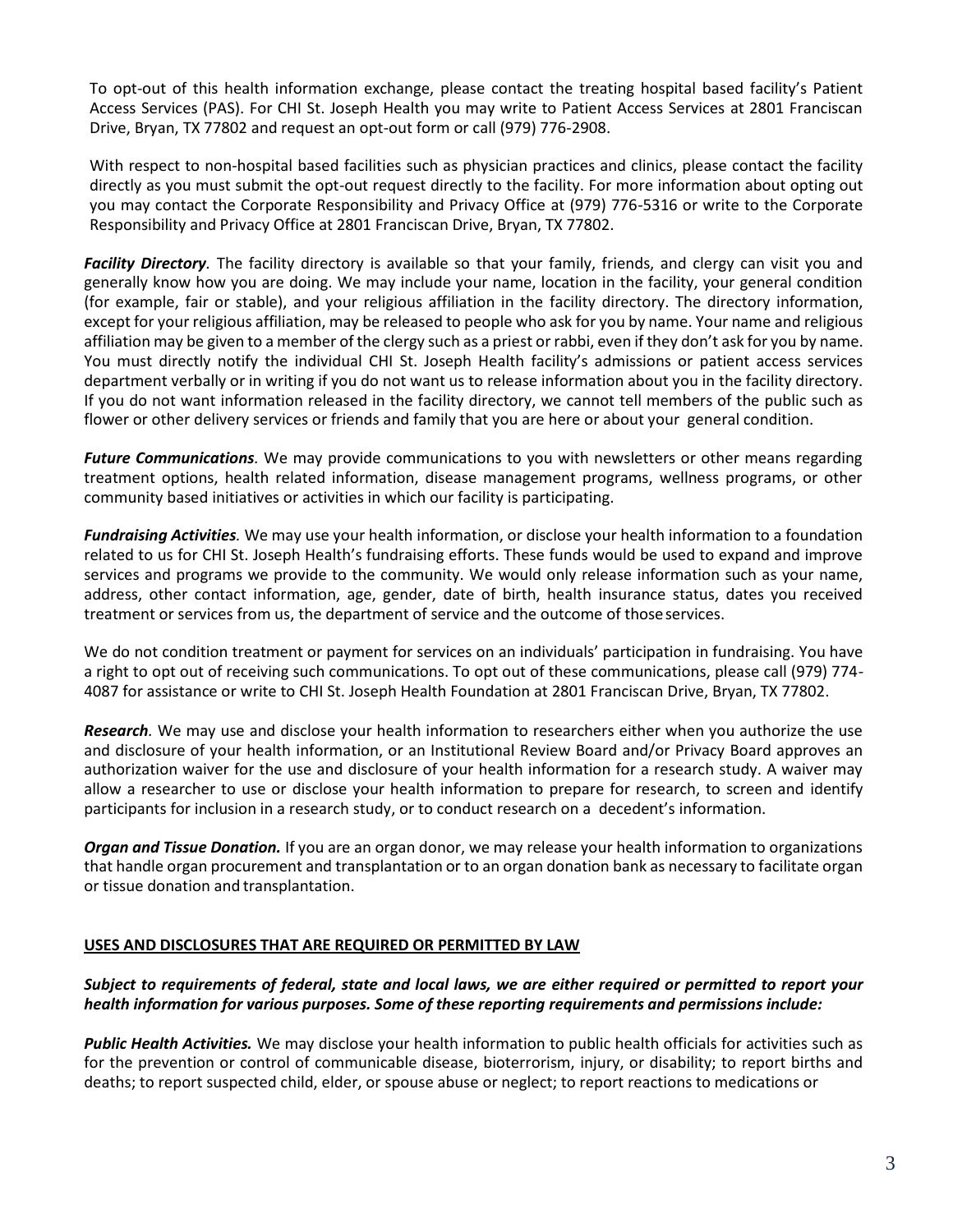To opt-out of this health information exchange, please contact the treating hospital based facility's Patient Access Services (PAS). For CHI St. Joseph Health you may write to Patient Access Services at 2801 Franciscan Drive, Bryan, TX 77802 and request an opt-out form or call (979) 776-2908.

With respect to non-hospital based facilities such as physician practices and clinics, please contact the facility directly as you must submit the opt-out request directly to the facility. For more information about opting out you may contact the Corporate Responsibility and Privacy Office at (979) 776-5316 or write to the Corporate Responsibility and Privacy Office at 2801 Franciscan Drive, Bryan, TX 77802.

***Facility Directory**.* The facility directory is available so that your family, friends, and clergy can visit you and generally know how you are doing. We may include your name, location in the facility, your general condition (for example, fair or stable), and your religious affiliation in the facility directory. The directory information, except for your religious affiliation, may be released to people who ask for you by name. Your name and religious affiliation may be given to a member of the clergy such as a priest or rabbi, even if they don't ask for you by name. You must directly notify the individual CHI St. Joseph Health facility's admissions or patient access services department verbally or in writing if you do not want us to release information about you in the facility directory. If you do not want information released in the facility directory, we cannot tell members of the public such as flower or other delivery services or friends and family that you are here or about your general condition.

***Future Communications**.* We may provide communications to you with newsletters or other means regarding treatment options, health related information, disease management programs, wellness programs, or other community based initiatives or activities in which our facility is participating.

***Fundraising Activities**.* We may use your health information, or disclose your health information to a foundation related to us for CHI St. Joseph Health's fundraising efforts. These funds would be used to expand and improve services and programs we provide to the community. We would only release information such as your name, address, other contact information, age, gender, date of birth, health insurance status, dates you received treatment or services from us, the department of service and the outcome of those services.

We do not condition treatment or payment for services on an individuals' participation in fundraising. You have a right to opt out of receiving such communications. To opt out of these communications, please call (979) 774-4087 for assistance or write to CHI St. Joseph Health Foundation at 2801 Franciscan Drive, Bryan, TX 77802.

***Research**.* We may use and disclose your health information to researchers either when you authorize the use and disclosure of your health information, or an Institutional Review Board and/or Privacy Board approves an authorization waiver for the use and disclosure of your health information for a research study. A waiver may allow a researcher to use or disclose your health information to prepare for research, to screen and identify participants for inclusion in a research study, or to conduct research on a decedent's information.

***Organ and Tissue Donation.*** If you are an organ donor, we may release your health information to organizations that handle organ procurement and transplantation or to an organ donation bank as necessary to facilitate organ or tissue donation and transplantation.

**USES AND DISCLOSURES THAT ARE REQUIRED OR PERMITTED BY LAW**

***Subject to requirements of federal, state and local laws, we are either required or permitted to report your health information for various purposes. Some of these reporting requirements and permissions include:***

***Public Health Activities.*** We may disclose your health information to public health officials for activities such as for the prevention or control of communicable disease, bioterrorism, injury, or disability; to report births and deaths; to report suspected child, elder, or spouse abuse or neglect; to report reactions to medications or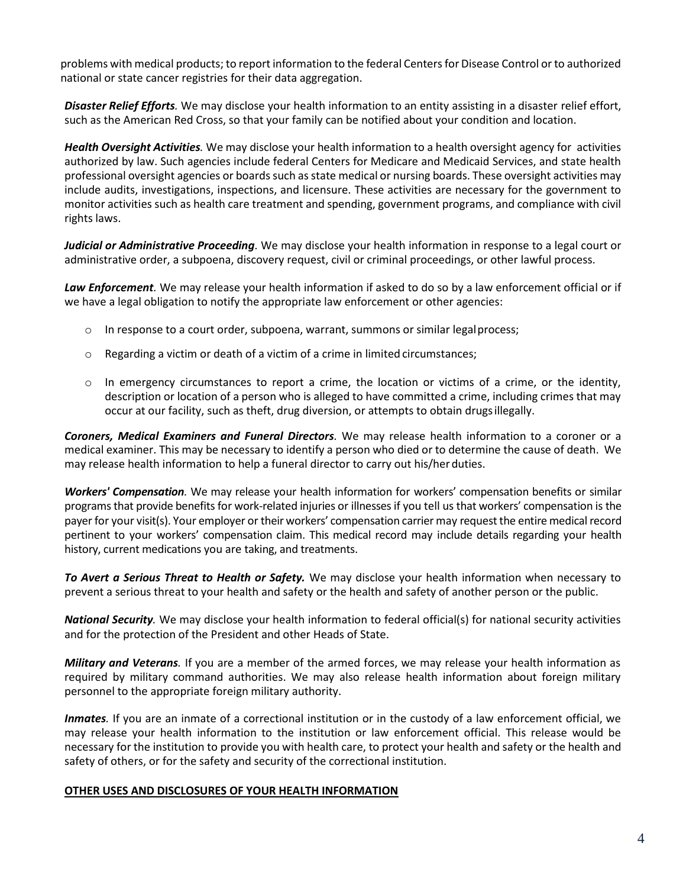problems with medical products; to report information to the federal Centers for Disease Control or to authorized national or state cancer registries for their data aggregation.

***Disaster Relief Efforts.*** We may disclose your health information to an entity assisting in a disaster relief effort, such as the American Red Cross, so that your family can be notified about your condition and location.

***Health Oversight Activities.*** We may disclose your health information to a health oversight agency for activities authorized by law. Such agencies include federal Centers for Medicare and Medicaid Services, and state health professional oversight agencies or boards such as state medical or nursing boards. These oversight activities may include audits, investigations, inspections, and licensure. These activities are necessary for the government to monitor activities such as health care treatment and spending, government programs, and compliance with civil rights laws.

***Judicial or Administrative Proceeding.*** We may disclose your health information in response to a legal court or administrative order, a subpoena, discovery request, civil or criminal proceedings, or other lawful process.

***Law Enforcement.*** We may release your health information if asked to do so by a law enforcement official or if we have a legal obligation to notify the appropriate law enforcement or other agencies:

- In response to a court order, subpoena, warrant, summons or similar legal process;
- Regarding a victim or death of a victim of a crime in limited circumstances;
- In emergency circumstances to report a crime, the location or victims of a crime, or the identity, description or location of a person who is alleged to have committed a crime, including crimes that may occur at our facility, such as theft, drug diversion, or attempts to obtain drugs illegally.

***Coroners, Medical Examiners and Funeral Directors.*** We may release health information to a coroner or a medical examiner. This may be necessary to identify a person who died or to determine the cause of death. We may release health information to help a funeral director to carry out his/her duties.

***Workers' Compensation.*** We may release your health information for workers' compensation benefits or similar programs that provide benefits for work-related injuries or illnesses if you tell us that workers' compensation is the payer for your visit(s). Your employer or their workers' compensation carrier may request the entire medical record pertinent to your workers' compensation claim. This medical record may include details regarding your health history, current medications you are taking, and treatments.

***To Avert a Serious Threat to Health or Safety.*** We may disclose your health information when necessary to prevent a serious threat to your health and safety or the health and safety of another person or the public.

***National Security.*** We may disclose your health information to federal official(s) for national security activities and for the protection of the President and other Heads of State.

***Military and Veterans.*** If you are a member of the armed forces, we may release your health information as required by military command authorities. We may also release health information about foreign military personnel to the appropriate foreign military authority.

***Inmates.*** If you are an inmate of a correctional institution or in the custody of a law enforcement official, we may release your health information to the institution or law enforcement official. This release would be necessary for the institution to provide you with health care, to protect your health and safety or the health and safety of others, or for the safety and security of the correctional institution.

## OTHER USES AND DISCLOSURES OF YOUR HEALTH INFORMATION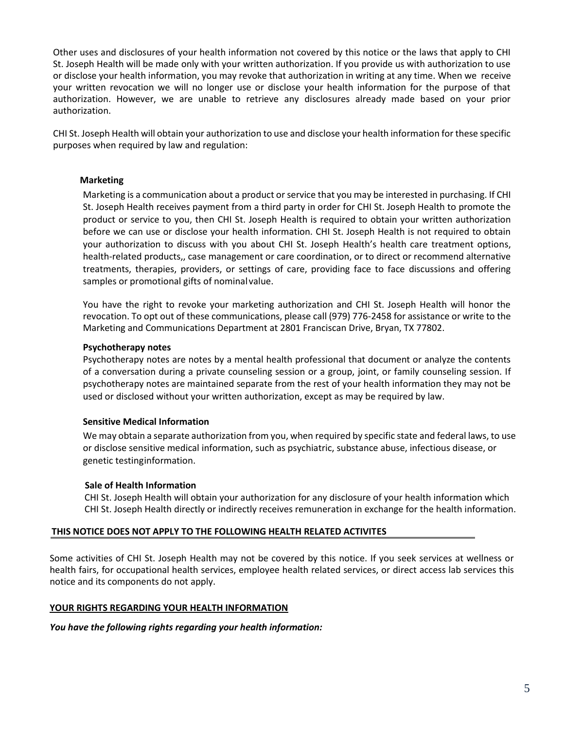Other uses and disclosures of your health information not covered by this notice or the laws that apply to CHI St. Joseph Health will be made only with your written authorization. If you provide us with authorization to use or disclose your health information, you may revoke that authorization in writing at any time. When we receive your written revocation we will no longer use or disclose your health information for the purpose of that authorization. However, we are unable to retrieve any disclosures already made based on your prior authorization.

CHI St. Joseph Health will obtain your authorization to use and disclose your health information for these specific purposes when required by law and regulation:

**Marketing**

Marketing is a communication about a product or service that you may be interested in purchasing. If CHI St. Joseph Health receives payment from a third party in order for CHI St. Joseph Health to promote the product or service to you, then CHI St. Joseph Health is required to obtain your written authorization before we can use or disclose your health information. CHI St. Joseph Health is not required to obtain your authorization to discuss with you about CHI St. Joseph Health's health care treatment options, health-related products,, case management or care coordination, or to direct or recommend alternative treatments, therapies, providers, or settings of care, providing face to face discussions and offering samples or promotional gifts of nominal value.

You have the right to revoke your marketing authorization and CHI St. Joseph Health will honor the revocation. To opt out of these communications, please call (979) 776-2458 for assistance or write to the Marketing and Communications Department at 2801 Franciscan Drive, Bryan, TX 77802.

**Psychotherapy notes**

Psychotherapy notes are notes by a mental health professional that document or analyze the contents of a conversation during a private counseling session or a group, joint, or family counseling session. If psychotherapy notes are maintained separate from the rest of your health information they may not be used or disclosed without your written authorization, except as may be required by law.

**Sensitive Medical Information**

We may obtain a separate authorization from you, when required by specific state and federal laws, to use or disclose sensitive medical information, such as psychiatric, substance abuse, infectious disease, or genetic testinginformation.

**Sale of Health Information**

CHI St. Joseph Health will obtain your authorization for any disclosure of your health information which CHI St. Joseph Health directly or indirectly receives remuneration in exchange for the health information.

## THIS NOTICE DOES NOT APPLY TO THE FOLLOWING HEALTH RELATED ACTIVITES

Some activities of CHI St. Joseph Health may not be covered by this notice. If you seek services at wellness or health fairs, for occupational health services, employee health related services, or direct access lab services this notice and its components do not apply.

## YOUR RIGHTS REGARDING YOUR HEALTH INFORMATION

***You have the following rights regarding your health information:***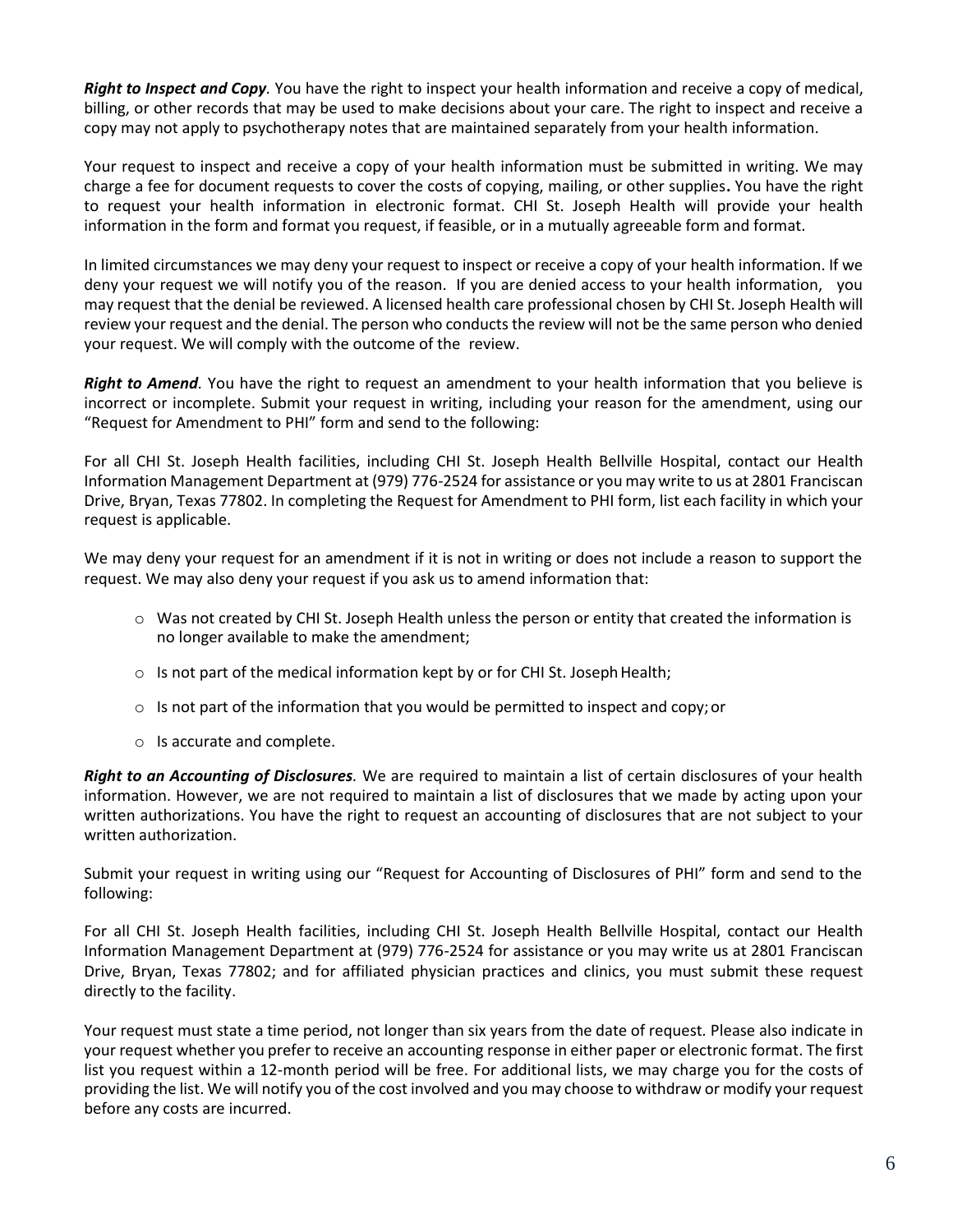***Right to Inspect and Copy****.* You have the right to inspect your health information and receive a copy of medical, billing, or other records that may be used to make decisions about your care. The right to inspect and receive a copy may not apply to psychotherapy notes that are maintained separately from your health information.

Your request to inspect and receive a copy of your health information must be submitted in writing. We may charge a fee for document requests to cover the costs of copying, mailing, or other supplies**.** You have the right to request your health information in electronic format. CHI St. Joseph Health will provide your health information in the form and format you request, if feasible, or in a mutually agreeable form and format.

In limited circumstances we may deny your request to inspect or receive a copy of your health information. If we deny your request we will notify you of the reason. If you are denied access to your health information, you may request that the denial be reviewed. A licensed health care professional chosen by CHI St. Joseph Health will review your request and the denial. The person who conducts the review will not be the same person who denied your request. We will comply with the outcome of the review.

***Right to Amend****.* You have the right to request an amendment to your health information that you believe is incorrect or incomplete. Submit your request in writing, including your reason for the amendment, using our "Request for Amendment to PHI" form and send to the following:

For all CHI St. Joseph Health facilities, including CHI St. Joseph Health Bellville Hospital, contact our Health Information Management Department at (979) 776-2524 for assistance or you may write to us at 2801 Franciscan Drive, Bryan, Texas 77802. In completing the Request for Amendment to PHI form, list each facility in which your request is applicable.

We may deny your request for an amendment if it is not in writing or does not include a reason to support the request. We may also deny your request if you ask us to amend information that:

- Was not created by CHI St. Joseph Health unless the person or entity that created the information is no longer available to make the amendment;
- Is not part of the medical information kept by or for CHI St. Joseph Health;
- Is not part of the information that you would be permitted to inspect and copy; or
- Is accurate and complete.

***Right to an Accounting of Disclosures****.* We are required to maintain a list of certain disclosures of your health information. However, we are not required to maintain a list of disclosures that we made by acting upon your written authorizations. You have the right to request an accounting of disclosures that are not subject to your written authorization.

Submit your request in writing using our "Request for Accounting of Disclosures of PHI" form and send to the following:

For all CHI St. Joseph Health facilities, including CHI St. Joseph Health Bellville Hospital, contact our Health Information Management Department at (979) 776-2524 for assistance or you may write us at 2801 Franciscan Drive, Bryan, Texas 77802; and for affiliated physician practices and clinics, you must submit these request directly to the facility.

Your request must state a time period, not longer than six years from the date of request. Please also indicate in your request whether you prefer to receive an accounting response in either paper or electronic format. The first list you request within a 12-month period will be free. For additional lists, we may charge you for the costs of providing the list. We will notify you of the cost involved and you may choose to withdraw or modify your request before any costs are incurred.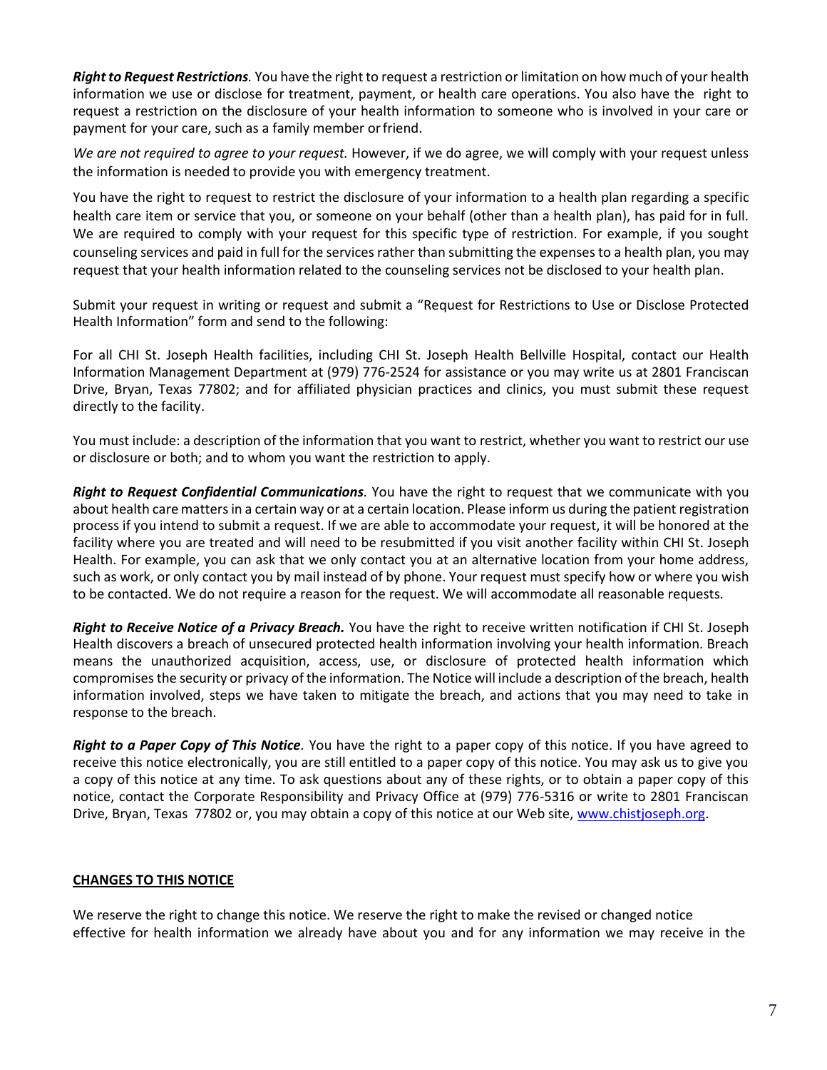***Right to Request Restrictions****.* You have the right to request a restriction or limitation on how much of your health information we use or disclose for treatment, payment, or health care operations. You also have the right to request a restriction on the disclosure of your health information to someone who is involved in your care or payment for your care, such as a family member or friend.

*We are not required to agree to your request.* However, if we do agree, we will comply with your request unless the information is needed to provide you with emergency treatment.

You have the right to request to restrict the disclosure of your information to a health plan regarding a specific health care item or service that you, or someone on your behalf (other than a health plan), has paid for in full. We are required to comply with your request for this specific type of restriction. For example, if you sought counseling services and paid in full for the services rather than submitting the expenses to a health plan, you may request that your health information related to the counseling services not be disclosed to your health plan.

Submit your request in writing or request and submit a "Request for Restrictions to Use or Disclose Protected Health Information" form and send to the following:

For all CHI St. Joseph Health facilities, including CHI St. Joseph Health Bellville Hospital, contact our Health Information Management Department at (979) 776-2524 for assistance or you may write us at 2801 Franciscan Drive, Bryan, Texas 77802; and for affiliated physician practices and clinics, you must submit these request directly to the facility.

You must include: a description of the information that you want to restrict, whether you want to restrict our use or disclosure or both; and to whom you want the restriction to apply.

***Right to Request Confidential Communications****.* You have the right to request that we communicate with you about health care matters in a certain way or at a certain location. Please inform us during the patient registration process if you intend to submit a request. If we are able to accommodate your request, it will be honored at the facility where you are treated and will need to be resubmitted if you visit another facility within CHI St. Joseph Health. For example, you can ask that we only contact you at an alternative location from your home address, such as work, or only contact you by mail instead of by phone. Your request must specify how or where you wish to be contacted. We do not require a reason for the request. We will accommodate all reasonable requests.

***Right to Receive Notice of a Privacy Breach.*** You have the right to receive written notification if CHI St. Joseph Health discovers a breach of unsecured protected health information involving your health information. Breach means the unauthorized acquisition, access, use, or disclosure of protected health information which compromises the security or privacy of the information. The Notice will include a description of the breach, health information involved, steps we have taken to mitigate the breach, and actions that you may need to take in response to the breach.

***Right to a Paper Copy of This Notice****.* You have the right to a paper copy of this notice. If you have agreed to receive this notice electronically, you are still entitled to a paper copy of this notice. You may ask us to give you a copy of this notice at any time. To ask questions about any of these rights, or to obtain a paper copy of this notice, contact the Corporate Responsibility and Privacy Office at (979) 776-5316 or write to 2801 Franciscan Drive, Bryan, Texas 77802 or, you may obtain a copy of this notice at our Web site, [www.chistjoseph.org](http://www.chistjoseph.org).

## CHANGES TO THIS NOTICE

We reserve the right to change this notice. We reserve the right to make the revised or changed notice effective for health information we already have about you and for any information we may receive in the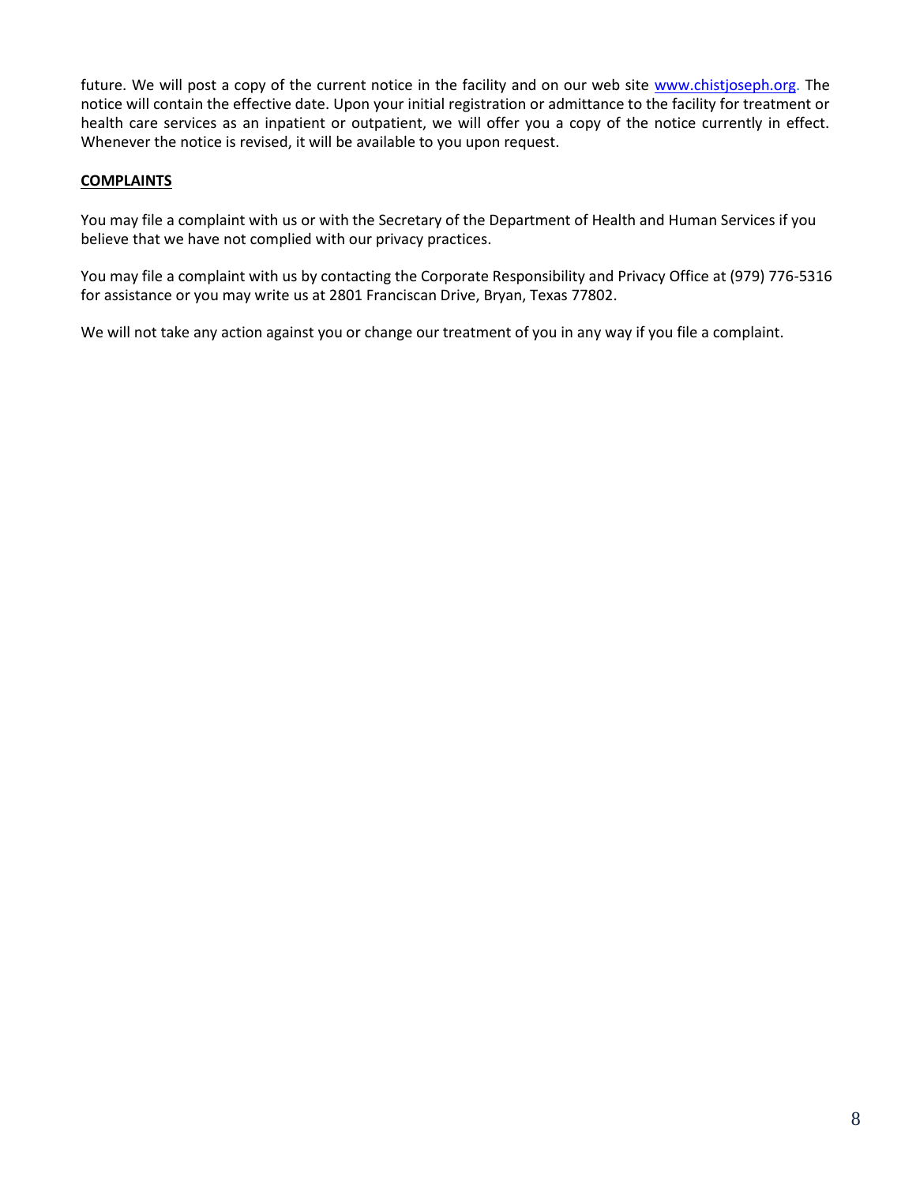future. We will post a copy of the current notice in the facility and on our web site www.chistjoseph.org. The notice will contain the effective date. Upon your initial registration or admittance to the facility for treatment or health care services as an inpatient or outpatient, we will offer you a copy of the notice currently in effect. Whenever the notice is revised, it will be available to you upon request.

**COMPLAINTS**

You may file a complaint with us or with the Secretary of the Department of Health and Human Services if you believe that we have not complied with our privacy practices.

You may file a complaint with us by contacting the Corporate Responsibility and Privacy Office at (979) 776-5316 for assistance or you may write us at 2801 Franciscan Drive, Bryan, Texas 77802.

We will not take any action against you or change our treatment of you in any way if you file a complaint.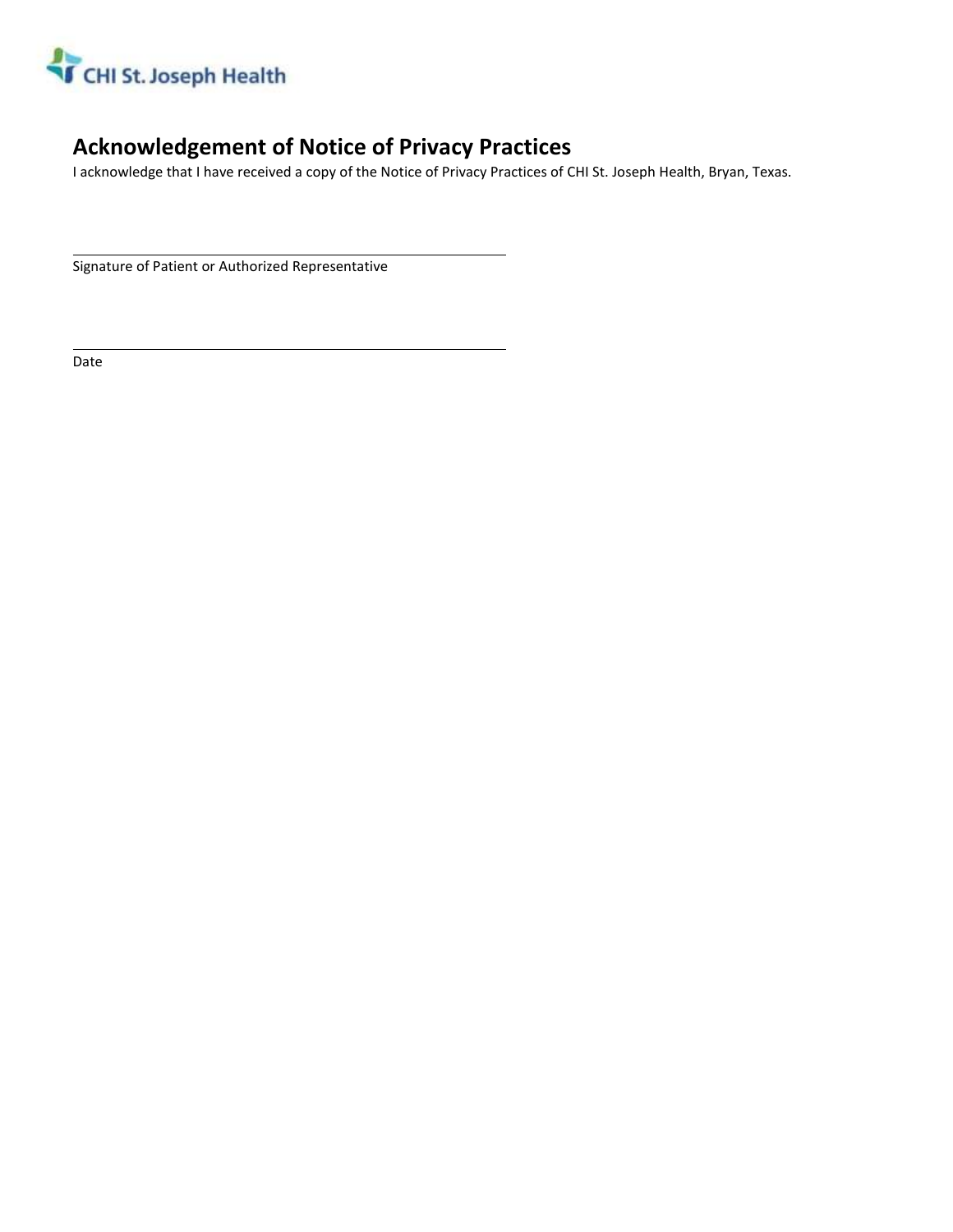CHI St. Joseph Health

# Acknowledgement of Notice of Privacy Practices

I acknowledge that I have received a copy of the Notice of Privacy Practices of CHI St. Joseph Health, Bryan, Texas.

\_\_\_\_\_\_\_\_\_\_\_\_\_\_\_\_\_\_\_\_\_\_\_\_\_\_\_\_\_\_\_\_\_\_\_\_\_\_\_\_\_\_\_\_

Signature of Patient or Authorized Representative

\_\_\_\_\_\_\_\_\_\_\_\_\_\_\_\_\_\_\_\_\_\_\_\_\_\_\_\_\_\_\_\_\_\_\_\_\_\_\_\_\_\_\_\_

Date